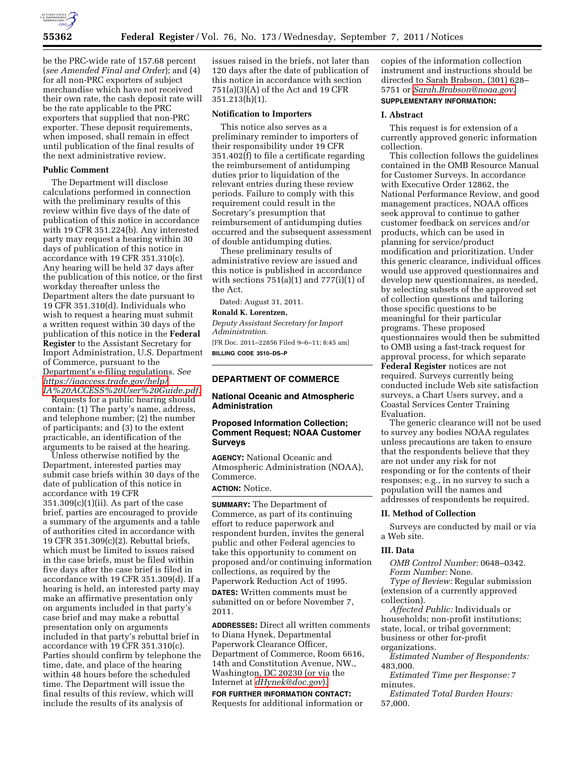be the PRC-wide rate of 157.68 percent (*see Amended Final and Order*); and (4) for all non-PRC exporters of subject merchandise which have not received their own rate, the cash deposit rate will be the rate applicable to the PRC exporters that supplied that non-PRC exporter. These deposit requirements, when imposed, shall remain in effect until publication of the final results of the next administrative review.

### Public Comment

The Department will disclose calculations performed in connection with the preliminary results of this review within five days of the date of publication of this notice in accordance with 19 CFR 351.224(b). Any interested party may request a hearing within 30 days of publication of this notice in accordance with 19 CFR 351.310(c). Any hearing will be held 37 days after the publication of this notice, or the first workday thereafter unless the Department alters the date pursuant to 19 CFR 351.310(d). Individuals who wish to request a hearing must submit a written request within 30 days of the publication of this notice in the **Federal Register** to the Assistant Secretary for Import Administration, U.S. Department of Commerce, pursuant to the Department's e-filing regulations. *See https://iaaccess.trade.gov/help/IA%20ACCESS%20User%20Guide.pdf.* Requests for a public hearing should contain: (1) The party's name, address, and telephone number; (2) the number of participants; and (3) to the extent practicable, an identification of the arguments to be raised at the hearing.

Unless otherwise notified by the Department, interested parties may submit case briefs within 30 days of the date of publication of this notice in accordance with 19 CFR 351.309(c)(1)(ii). As part of the case brief, parties are encouraged to provide a summary of the arguments and a table of authorities cited in accordance with 19 CFR 351.309(c)(2). Rebuttal briefs, which must be limited to issues raised in the case briefs, must be filed within five days after the case brief is filed in accordance with 19 CFR 351.309(d). If a hearing is held, an interested party may make an affirmative presentation only on arguments included in that party's case brief and may make a rebuttal presentation only on arguments included in that party's rebuttal brief in accordance with 19 CFR 351.310(c). Parties should confirm by telephone the time, date, and place of the hearing within 48 hours before the scheduled time. The Department will issue the final results of this review, which will include the results of its analysis of issues raised in the briefs, not later than 120 days after the date of publication of this notice in accordance with section 751(a)(3)(A) of the Act and 19 CFR 351.213(h)(1).

### Notification to Importers

This notice also serves as a preliminary reminder to importers of their responsibility under 19 CFR 351.402(f) to file a certificate regarding the reimbursement of antidumping duties prior to liquidation of the relevant entries during these review periods. Failure to comply with this requirement could result in the Secretary's presumption that reimbursement of antidumping duties occurred and the subsequent assessment of double antidumping duties.

These preliminary results of administrative review are issued and this notice is published in accordance with sections 751(a)(1) and 777(i)(1) of the Act.

Dated: August 31, 2011.

**Ronald K. Lorentzen,**

*Deputy Assistant Secretary for Import Administration.*

[FR Doc. 2011–22856 Filed 9–6–11; 8:45 am]

**BILLING CODE 3510–DS–P**

## DEPARTMENT OF COMMERCE

### National Oceanic and Atmospheric Administration

### Proposed Information Collection; Comment Request; NOAA Customer Surveys

**AGENCY:** National Oceanic and Atmospheric Administration (NOAA), Commerce.

**ACTION:** Notice.

**SUMMARY:** The Department of Commerce, as part of its continuing effort to reduce paperwork and respondent burden, invites the general public and other Federal agencies to take this opportunity to comment on proposed and/or continuing information collections, as required by the Paperwork Reduction Act of 1995.

**DATES:** Written comments must be submitted on or before November 7, 2011.

**ADDRESSES:** Direct all written comments to Diana Hynek, Departmental Paperwork Clearance Officer, Department of Commerce, Room 6616, 14th and Constitution Avenue, NW., Washington, DC 20230 (or via the Internet at *dHynek@doc.gov*).

**FOR FURTHER INFORMATION CONTACT:** Requests for additional information or copies of the information collection instrument and instructions should be directed to Sarah Brabson, (301) 628–5751 or *Sarah.Brabson@noaa.gov.*

**SUPPLEMENTARY INFORMATION:**

### I. Abstract

This request is for extension of a currently approved generic information collection.

This collection follows the guidelines contained in the OMB Resource Manual for Customer Surveys. In accordance with Executive Order 12862, the National Performance Review, and good management practices, NOAA offices seek approval to continue to gather customer feedback on services and/or products, which can be used in planning for service/product modification and prioritization. Under this generic clearance, individual offices would use approved questionnaires and develop new questionnaires, as needed, by selecting subsets of the approved set of collection questions and tailoring those specific questions to be meaningful for their particular programs. These proposed questionnaires would then be submitted to OMB using a fast-track request for approval process, for which separate **Federal Register** notices are not required. Surveys currently being conducted include Web site satisfaction surveys, a Chart Users survey, and a Coastal Services Center Training Evaluation.

The generic clearance will not be used to survey any bodies NOAA regulates unless precautions are taken to ensure that the respondents believe that they are not under any risk for not responding or for the contents of their responses; e.g., in no survey to such a population will the names and addresses of respondents be required.

### II. Method of Collection

Surveys are conducted by mail or via a Web site.

### III. Data

*OMB Control Number:* 0648–0342.

*Form Number:* None.

*Type of Review:* Regular submission (extension of a currently approved collection).

*Affected Public:* Individuals or households; non-profit institutions; state, local, or tribal government; business or other for-profit organizations.

*Estimated Number of Respondents:* 483,000.

*Estimated Time per Response:* 7 minutes.

*Estimated Total Burden Hours:* 57,000.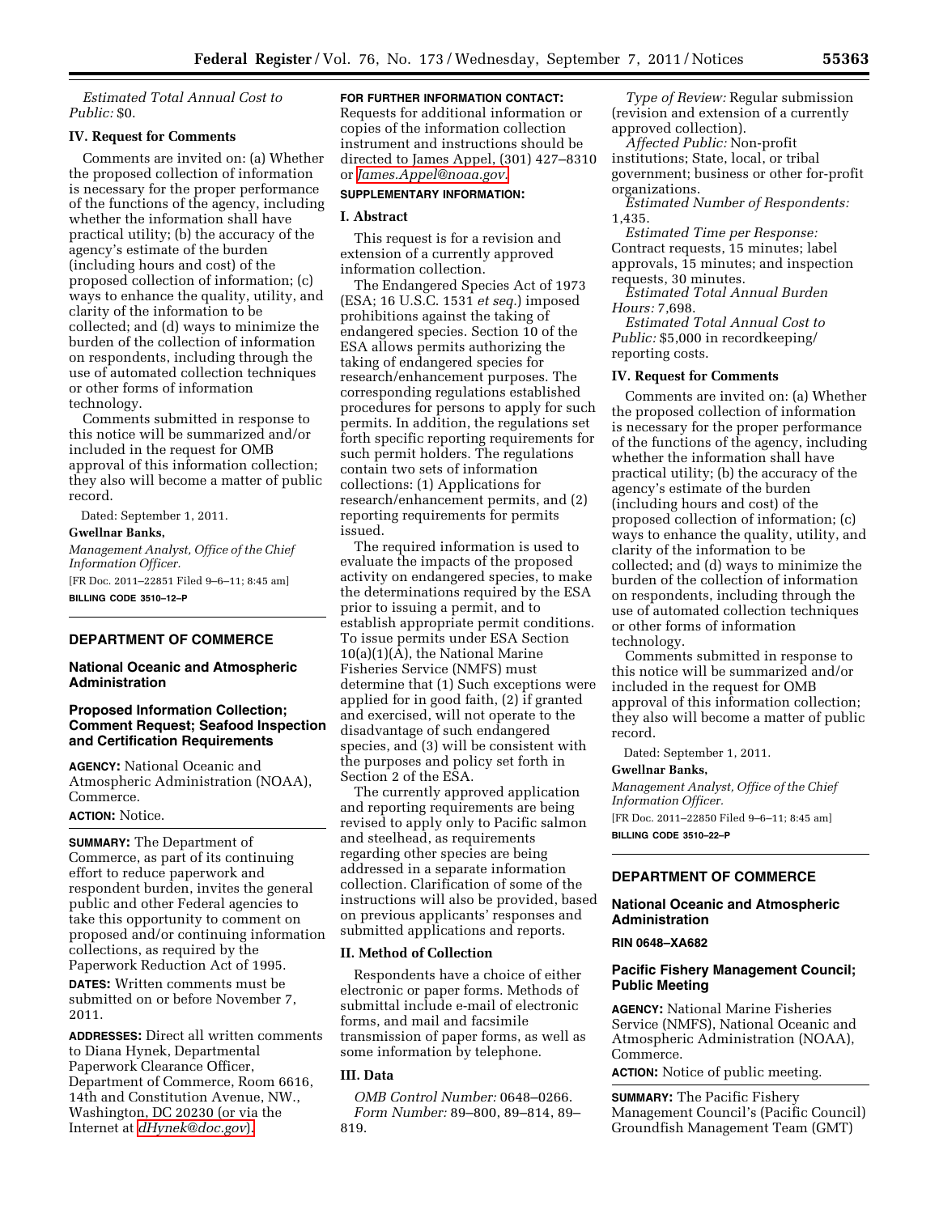*Estimated Total Annual Cost to Public:* $0.

**IV. Request for Comments**

Comments are invited on: (a) Whether the proposed collection of information is necessary for the proper performance of the functions of the agency, including whether the information shall have practical utility; (b) the accuracy of the agency's estimate of the burden (including hours and cost) of the proposed collection of information; (c) ways to enhance the quality, utility, and clarity of the information to be collected; and (d) ways to minimize the burden of the collection of information on respondents, including through the use of automated collection techniques or other forms of information technology.

Comments submitted in response to this notice will be summarized and/or included in the request for OMB approval of this information collection; they also will become a matter of public record.

Dated: September 1, 2011.

**Gwellnar Banks,**

*Management Analyst, Office of the Chief Information Officer.*

[FR Doc. 2011–22851 Filed 9–6–11; 8:45 am]

**BILLING CODE 3510–12–P**

---

## DEPARTMENT OF COMMERCE

### National Oceanic and Atmospheric Administration

### Proposed Information Collection; Comment Request; Seafood Inspection and Certification Requirements

**AGENCY:** National Oceanic and Atmospheric Administration (NOAA), Commerce.

**ACTION:** Notice.

**SUMMARY:** The Department of Commerce, as part of its continuing effort to reduce paperwork and respondent burden, invites the general public and other Federal agencies to take this opportunity to comment on proposed and/or continuing information collections, as required by the Paperwork Reduction Act of 1995.

**DATES:** Written comments must be submitted on or before November 7, 2011.

**ADDRESSES:** Direct all written comments to Diana Hynek, Departmental Paperwork Clearance Officer, Department of Commerce, Room 6616, 14th and Constitution Avenue, NW., Washington, DC 20230 (or via the Internet at *dHynek@doc.gov*).

**FOR FURTHER INFORMATION CONTACT:** Requests for additional information or copies of the information collection instrument and instructions should be directed to James Appel, (301) 427–8310 or *James.Appel@noaa.gov.*

**SUPPLEMENTARY INFORMATION:**

**I. Abstract**

This request is for a revision and extension of a currently approved information collection.

The Endangered Species Act of 1973 (ESA; 16 U.S.C. 1531 *et seq.*) imposed prohibitions against the taking of endangered species. Section 10 of the ESA allows permits authorizing the taking of endangered species for research/enhancement purposes. The corresponding regulations established procedures for persons to apply for such permits. In addition, the regulations set forth specific reporting requirements for such permit holders. The regulations contain two sets of information collections: (1) Applications for research/enhancement permits, and (2) reporting requirements for permits issued.

The required information is used to evaluate the impacts of the proposed activity on endangered species, to make the determinations required by the ESA prior to issuing a permit, and to establish appropriate permit conditions. To issue permits under ESA Section 10(a)(1)(A), the National Marine Fisheries Service (NMFS) must determine that (1) Such exceptions were applied for in good faith, (2) if granted and exercised, will not operate to the disadvantage of such endangered species, and (3) will be consistent with the purposes and policy set forth in Section 2 of the ESA.

The currently approved application and reporting requirements are being revised to apply only to Pacific salmon and steelhead, as requirements regarding other species are being addressed in a separate information collection. Clarification of some of the instructions will also be provided, based on previous applicants' responses and submitted applications and reports.

**II. Method of Collection**

Respondents have a choice of either electronic or paper forms. Methods of submittal include e-mail of electronic forms, and mail and facsimile transmission of paper forms, as well as some information by telephone.

**III. Data**

*OMB Control Number:* 0648–0266.

*Form Number:* 89–800, 89–814, 89–819.

*Type of Review:* Regular submission (revision and extension of a currently approved collection).

*Affected Public:* Non-profit institutions; State, local, or tribal government; business or other for-profit organizations.

*Estimated Number of Respondents:* 1,435.

*Estimated Time per Response:* Contract requests, 15 minutes; label approvals, 15 minutes; and inspection requests, 30 minutes.

*Estimated Total Annual Burden Hours:* 7,698.

*Estimated Total Annual Cost to Public:* $5,000 in recordkeeping/reporting costs.

**IV. Request for Comments**

Comments are invited on: (a) Whether the proposed collection of information is necessary for the proper performance of the functions of the agency, including whether the information shall have practical utility; (b) the accuracy of the agency's estimate of the burden (including hours and cost) of the proposed collection of information; (c) ways to enhance the quality, utility, and clarity of the information to be collected; and (d) ways to minimize the burden of the collection of information on respondents, including through the use of automated collection techniques or other forms of information technology.

Comments submitted in response to this notice will be summarized and/or included in the request for OMB approval of this information collection; they also will become a matter of public record.

Dated: September 1, 2011.

**Gwellnar Banks,**

*Management Analyst, Office of the Chief Information Officer.*

[FR Doc. 2011–22850 Filed 9–6–11; 8:45 am]

**BILLING CODE 3510–22–P**

---

## DEPARTMENT OF COMMERCE

### National Oceanic and Atmospheric Administration

**RIN 0648–XA682**

### Pacific Fishery Management Council; Public Meeting

**AGENCY:** National Marine Fisheries Service (NMFS), National Oceanic and Atmospheric Administration (NOAA), Commerce.

**ACTION:** Notice of public meeting.

**SUMMARY:** The Pacific Fishery Management Council's (Pacific Council) Groundfish Management Team (GMT)